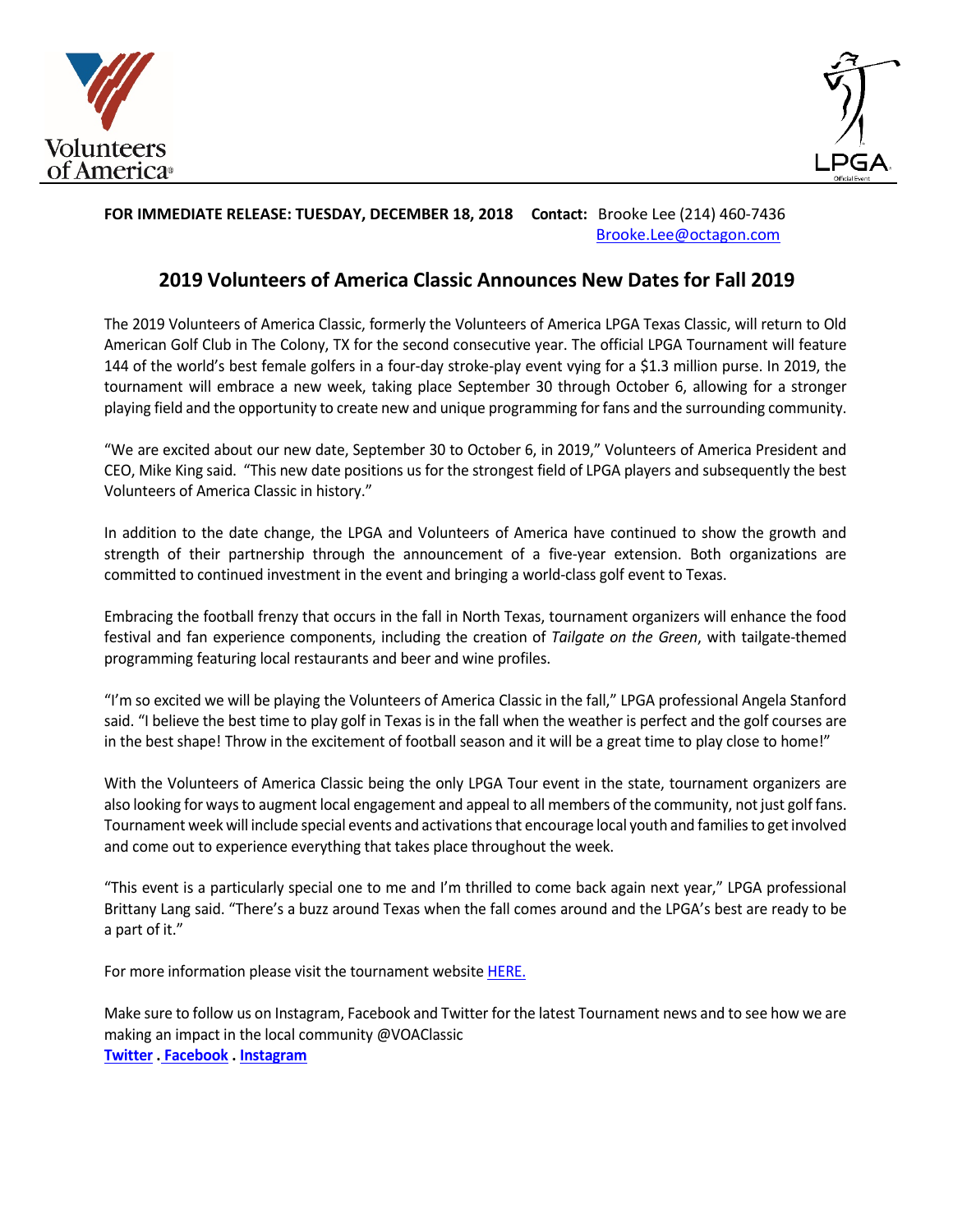**FOR IMMEDIATE RELEASE: TUESDAY, DECEMBER 18, 2018** **Contact:** Brooke Lee (214) 460-7436
Brooke.Lee@octagon.com

## 2019 Volunteers of America Classic Announces New Dates for Fall 2019

The 2019 Volunteers of America Classic, formerly the Volunteers of America LPGA Texas Classic, will return to Old American Golf Club in The Colony, TX for the second consecutive year. The official LPGA Tournament will feature 144 of the world's best female golfers in a four-day stroke-play event vying for a $1.3 million purse. In 2019, the tournament will embrace a new week, taking place September 30 through October 6, allowing for a stronger playing field and the opportunity to create new and unique programming for fans and the surrounding community.

"We are excited about our new date, September 30 to October 6, in 2019," Volunteers of America President and CEO, Mike King said. "This new date positions us for the strongest field of LPGA players and subsequently the best Volunteers of America Classic in history."

In addition to the date change, the LPGA and Volunteers of America have continued to show the growth and strength of their partnership through the announcement of a five-year extension. Both organizations are committed to continued investment in the event and bringing a world-class golf event to Texas.

Embracing the football frenzy that occurs in the fall in North Texas, tournament organizers will enhance the food festival and fan experience components, including the creation of *Tailgate on the Green*, with tailgate-themed programming featuring local restaurants and beer and wine profiles.

"I'm so excited we will be playing the Volunteers of America Classic in the fall," LPGA professional Angela Stanford said. "I believe the best time to play golf in Texas is in the fall when the weather is perfect and the golf courses are in the best shape! Throw in the excitement of football season and it will be a great time to play close to home!"

With the Volunteers of America Classic being the only LPGA Tour event in the state, tournament organizers are also looking for ways to augment local engagement and appeal to all members of the community, not just golf fans. Tournament week will include special events and activations that encourage local youth and families to get involved and come out to experience everything that takes place throughout the week.

"This event is a particularly special one to me and I'm thrilled to come back again next year," LPGA professional Brittany Lang said. "There's a buzz around Texas when the fall comes around and the LPGA's best are ready to be a part of it."

For more information please visit the tournament website HERE.

Make sure to follow us on Instagram, Facebook and Twitter for the latest Tournament news and to see how we are making an impact in the local community @VOAClassic
**Twitter . Facebook . Instagram**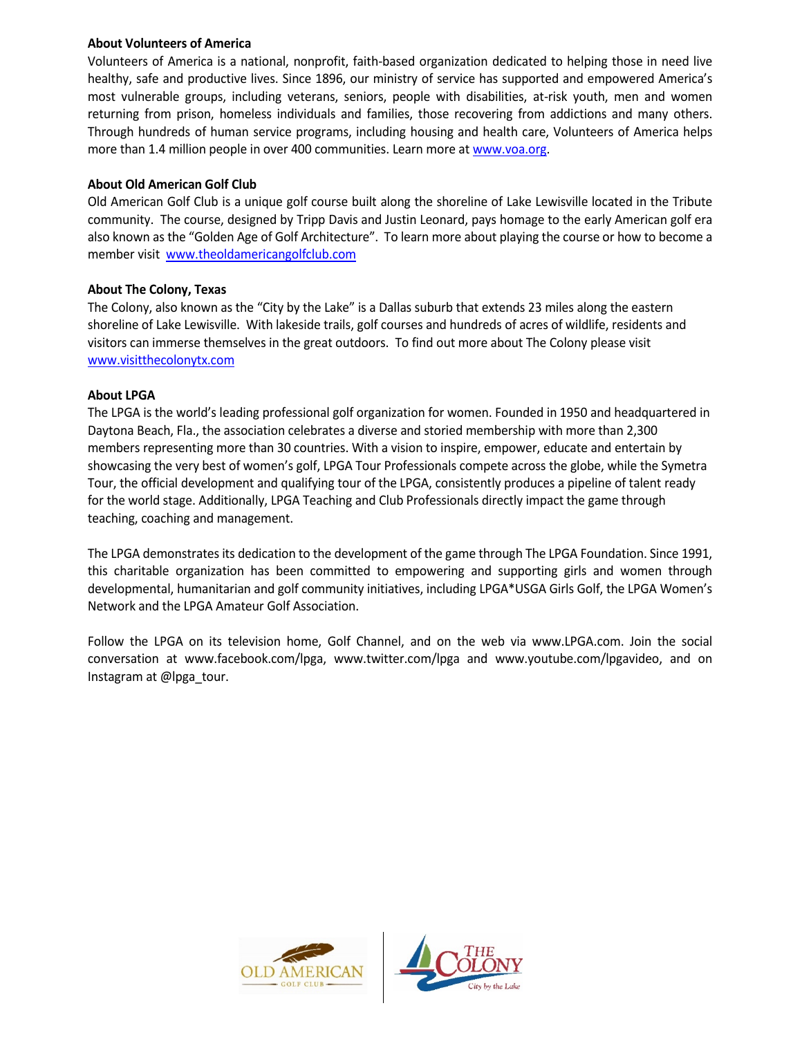**About Volunteers of America**

Volunteers of America is a national, nonprofit, faith-based organization dedicated to helping those in need live healthy, safe and productive lives. Since 1896, our ministry of service has supported and empowered America's most vulnerable groups, including veterans, seniors, people with disabilities, at-risk youth, men and women returning from prison, homeless individuals and families, those recovering from addictions and many others. Through hundreds of human service programs, including housing and health care, Volunteers of America helps more than 1.4 million people in over 400 communities. Learn more at www.voa.org.

**About Old American Golf Club**

Old American Golf Club is a unique golf course built along the shoreline of Lake Lewisville located in the Tribute community. The course, designed by Tripp Davis and Justin Leonard, pays homage to the early American golf era also known as the "Golden Age of Golf Architecture". To learn more about playing the course or how to become a member visit www.theoldamericangolfclub.com

**About The Colony, Texas**

The Colony, also known as the "City by the Lake" is a Dallas suburb that extends 23 miles along the eastern shoreline of Lake Lewisville. With lakeside trails, golf courses and hundreds of acres of wildlife, residents and visitors can immerse themselves in the great outdoors. To find out more about The Colony please visit www.visitthecolonytx.com

**About LPGA**

The LPGA is the world's leading professional golf organization for women. Founded in 1950 and headquartered in Daytona Beach, Fla., the association celebrates a diverse and storied membership with more than 2,300 members representing more than 30 countries. With a vision to inspire, empower, educate and entertain by showcasing the very best of women's golf, LPGA Tour Professionals compete across the globe, while the Symetra Tour, the official development and qualifying tour of the LPGA, consistently produces a pipeline of talent ready for the world stage. Additionally, LPGA Teaching and Club Professionals directly impact the game through teaching, coaching and management.

The LPGA demonstrates its dedication to the development of the game through The LPGA Foundation. Since 1991, this charitable organization has been committed to empowering and supporting girls and women through developmental, humanitarian and golf community initiatives, including LPGA*USGA Girls Golf, the LPGA Women's Network and the LPGA Amateur Golf Association.

Follow the LPGA on its television home, Golf Channel, and on the web via www.LPGA.com. Join the social conversation at www.facebook.com/lpga, www.twitter.com/lpga and www.youtube.com/lpgavideo, and on Instagram at @lpga_tour.